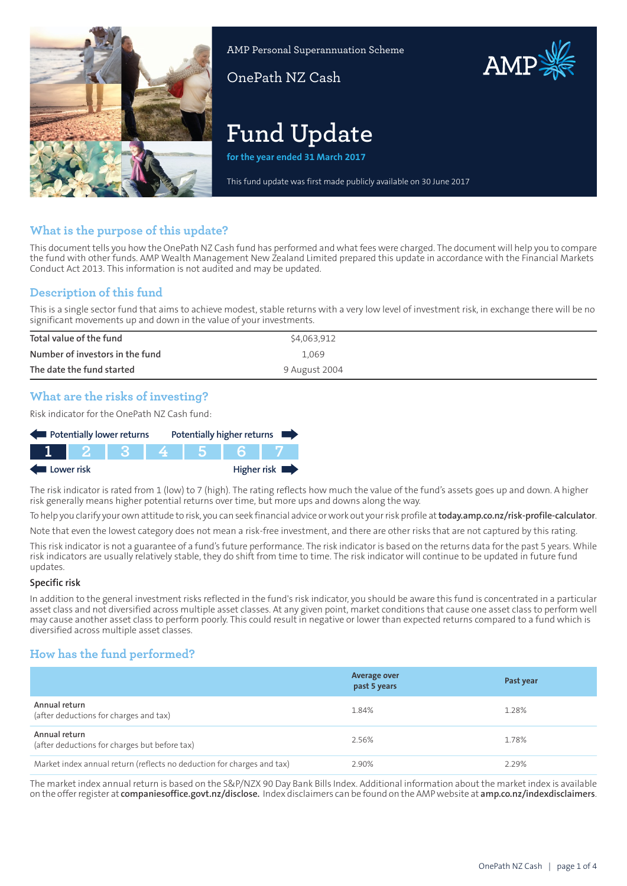AMP Personal Superannuation Scheme

OnePath NZ Cash

AMP

# Fund Update

**for the year ended 31 March 2017**

This fund update was first made publicly available on 30 June 2017

## What is the purpose of this update?

This document tells you how the OnePath NZ Cash fund has performed and what fees were charged. The document will help you to compare the fund with other funds. AMP Wealth Management New Zealand Limited prepared this update in accordance with the Financial Markets Conduct Act 2013. This information is not audited and may be updated.

## Description of this fund

This is a single sector fund that aims to achieve modest, stable returns with a very low level of investment risk, in exchange there will be no significant movements up and down in the value of your investments.

| | |
|---|---|
| Total value of the fund | $4,063,912 |
| Number of investors in the fund | 1,069 |
| The date the fund started | 9 August 2004 |

## What are the risks of investing?

Risk indicator for the OnePath NZ Cash fund:

Potentially lower returns — Potentially higher returns

**1** 2 3 4 5 6 7

Lower risk — Higher risk

The risk indicator is rated from 1 (low) to 7 (high). The rating reflects how much the value of the fund's assets goes up and down. A higher risk generally means higher potential returns over time, but more ups and downs along the way.

To help you clarify your own attitude to risk, you can seek financial advice or work out your risk profile at **today.amp.co.nz/risk-profile-calculator**.

Note that even the lowest category does not mean a risk-free investment, and there are other risks that are not captured by this rating.

This risk indicator is not a guarantee of a fund's future performance. The risk indicator is based on the returns data for the past 5 years. While risk indicators are usually relatively stable, they do shift from time to time. The risk indicator will continue to be updated in future fund updates.

### Specific risk

In addition to the general investment risks reflected in the fund's risk indicator, you should be aware this fund is concentrated in a particular asset class and not diversified across multiple asset classes. At any given point, market conditions that cause one asset class to perform well may cause another asset class to perform poorly. This could result in negative or lower than expected returns compared to a fund which is diversified across multiple asset classes.

## How has the fund performed?

| | Average over past 5 years | Past year |
|---|---|---|
| Annual return (after deductions for charges and tax) | 1.84% | 1.28% |
| Annual return (after deductions for charges but before tax) | 2.56% | 1.78% |
| Market index annual return (reflects no deduction for charges and tax) | 2.90% | 2.29% |

The market index annual return is based on the S&P/NZX 90 Day Bank Bills Index. Additional information about the market index is available on the offer register at **companiesoffice.govt.nz/disclose.** Index disclaimers can be found on the AMP website at **amp.co.nz/indexdisclaimers**.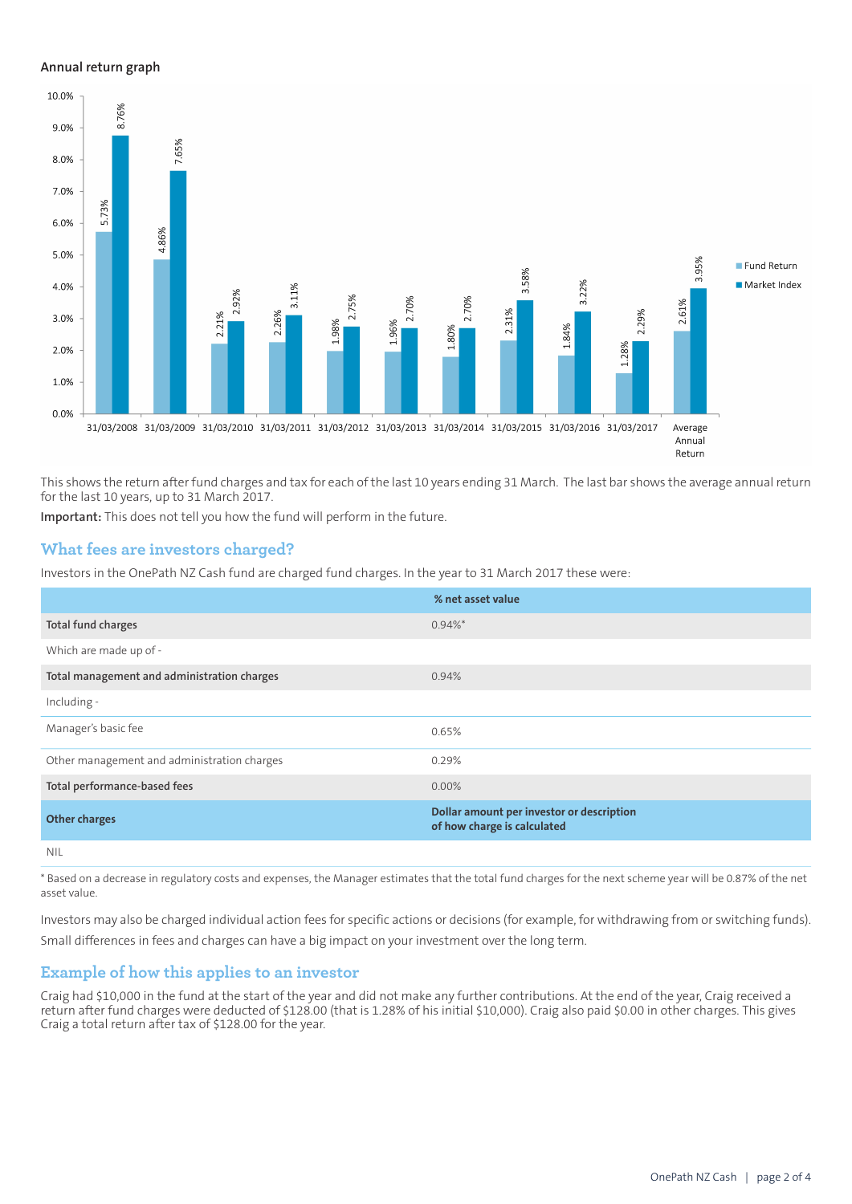**Annual return graph**

10.0%
9.0%
8.0%
7.0%
6.0%
5.0%
4.0%
3.0%
2.0%
1.0%
0.0%

5.73% 8.76%
4.86% 7.65%
2.21% 2.92%
2.26% 3.11%
1.98% 2.75%
1.96% 2.70%
1.80% 2.70%
2.31% 3.58%
1.84% 3.22%
1.28% 2.29%
2.61% 3.95%

31/03/2008 31/03/2009 31/03/2010 31/03/2011 31/03/2012 31/03/2013 31/03/2014 31/03/2015 31/03/2016 31/03/2017 Average Annual Return

Fund Return
Market Index

This shows the return after fund charges and tax for each of the last 10 years ending 31 March. The last bar shows the average annual return for the last 10 years, up to 31 March 2017.

**Important:** This does not tell you how the fund will perform in the future.

## What fees are investors charged?

Investors in the OnePath NZ Cash fund are charged fund charges. In the year to 31 March 2017 these were:

| | % net asset value |
|---|---|
| **Total fund charges** | 0.94%* |
| Which are made up of - | |
| **Total management and administration charges** | 0.94% |
| Including - | |
| Manager's basic fee | 0.65% |
| Other management and administration charges | 0.29% |
| **Total performance-based fees** | 0.00% |
| **Other charges** | **Dollar amount per investor or description of how charge is calculated** |
| NIL | |

* Based on a decrease in regulatory costs and expenses, the Manager estimates that the total fund charges for the next scheme year will be 0.87% of the net asset value.

Investors may also be charged individual action fees for specific actions or decisions (for example, for withdrawing from or switching funds). Small differences in fees and charges can have a big impact on your investment over the long term.

## Example of how this applies to an investor

Craig had $10,000 in the fund at the start of the year and did not make any further contributions. At the end of the year, Craig received a return after fund charges were deducted of $128.00 (that is 1.28% of his initial $10,000). Craig also paid $0.00 in other charges. This gives Craig a total return after tax of $128.00 for the year.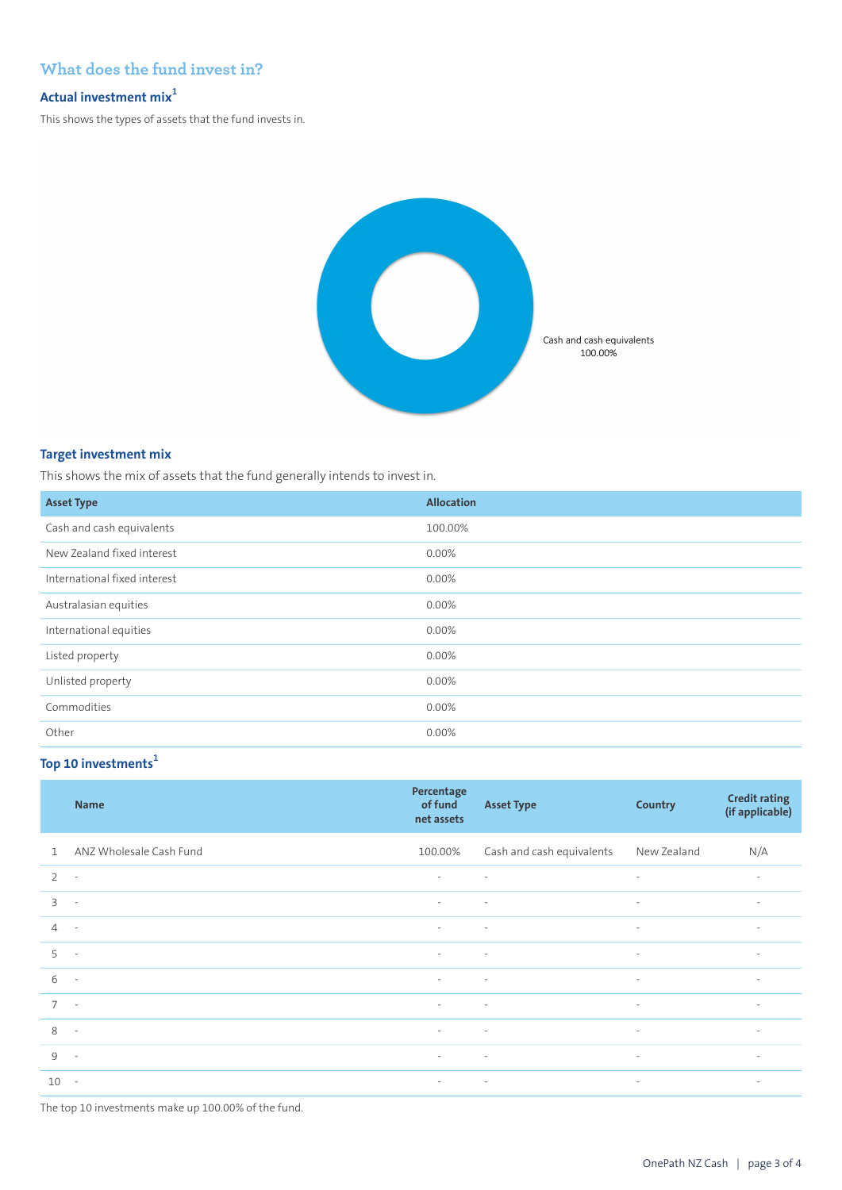## What does the fund invest in?

### Actual investment mix[1]

This shows the types of assets that the fund invests in.

Cash and cash equivalents
100.00%

### Target investment mix

This shows the mix of assets that the fund generally intends to invest in.

| Asset Type | Allocation |
|---|---|
| Cash and cash equivalents | 100.00% |
| New Zealand fixed interest | 0.00% |
| International fixed interest | 0.00% |
| Australasian equities | 0.00% |
| International equities | 0.00% |
| Listed property | 0.00% |
| Unlisted property | 0.00% |
| Commodities | 0.00% |
| Other | 0.00% |

### Top 10 investments[1]

| | Name | Percentage of fund net assets | Asset Type | Country | Credit rating (if applicable) |
|---|---|---|---|---|---|
| 1 | ANZ Wholesale Cash Fund | 100.00% | Cash and cash equivalents | New Zealand | N/A |
| 2 | - | - | - | - | - |
| 3 | - | - | - | - | - |
| 4 | - | - | - | - | - |
| 5 | - | - | - | - | - |
| 6 | - | - | - | - | - |
| 7 | - | - | - | - | - |
| 8 | - | - | - | - | - |
| 9 | - | - | - | - | - |
| 10 | - | - | - | - | - |

The top 10 investments make up 100.00% of the fund.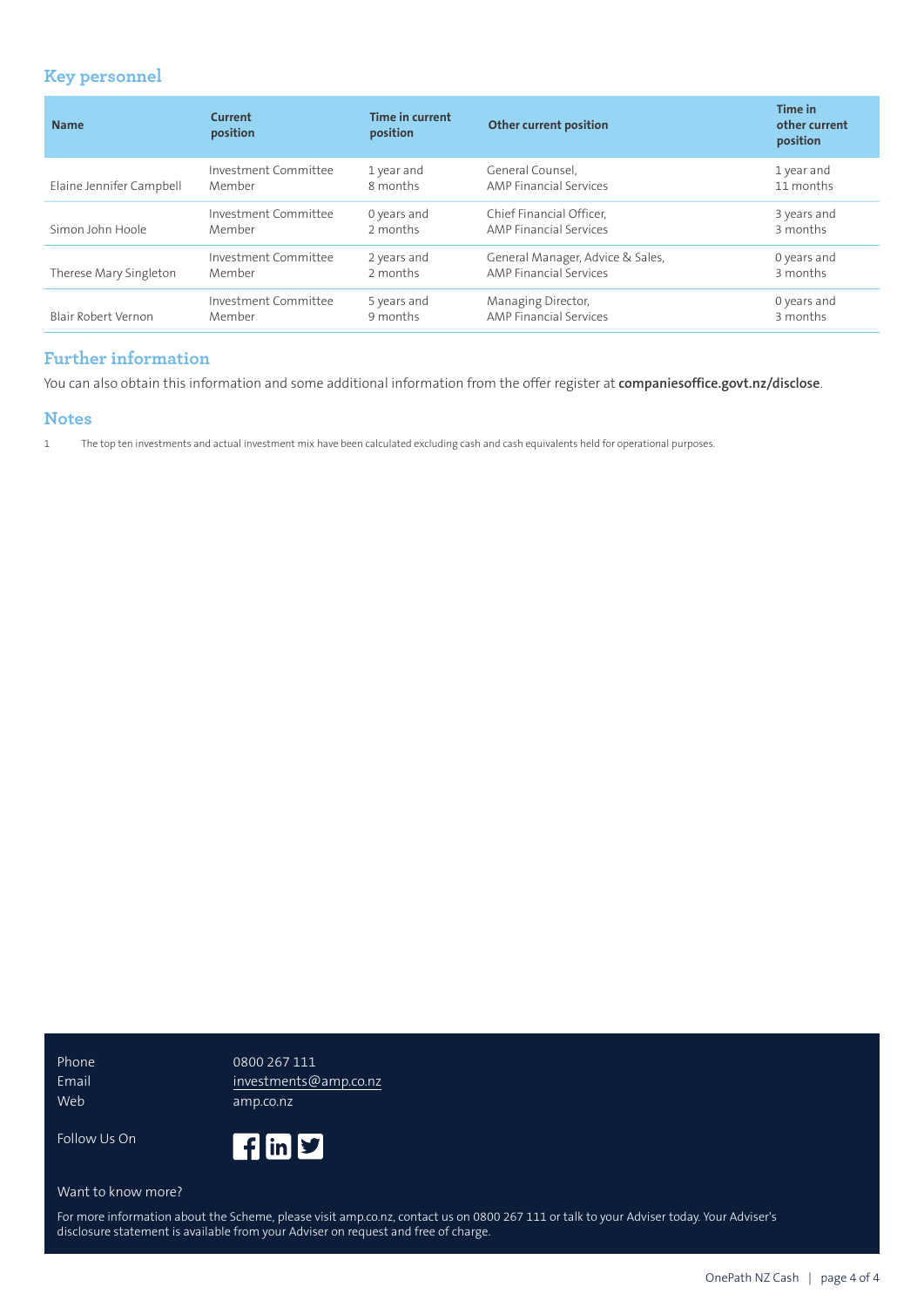## Key personnel

| Name | Current position | Time in current position | Other current position | Time in other current position |
|---|---|---|---|---|
| Elaine Jennifer Campbell | Investment Committee Member | 1 year and 8 months | General Counsel, AMP Financial Services | 1 year and 11 months |
| Simon John Hoole | Investment Committee Member | 0 years and 2 months | Chief Financial Officer, AMP Financial Services | 3 years and 3 months |
| Therese Mary Singleton | Investment Committee Member | 2 years and 2 months | General Manager, Advice & Sales, AMP Financial Services | 0 years and 3 months |
| Blair Robert Vernon | Investment Committee Member | 5 years and 9 months | Managing Director, AMP Financial Services | 0 years and 3 months |

## Further information

You can also obtain this information and some additional information from the offer register at **companiesoffice.govt.nz/disclose**.

## Notes

1 The top ten investments and actual investment mix have been calculated excluding cash and cash equivalents held for operational purposes.

Phone 0800 267 111
Email investments@amp.co.nz
Web amp.co.nz

Follow Us On

Want to know more?

For more information about the Scheme, please visit amp.co.nz, contact us on 0800 267 111 or talk to your Adviser today. Your Adviser's disclosure statement is available from your Adviser on request and free of charge.